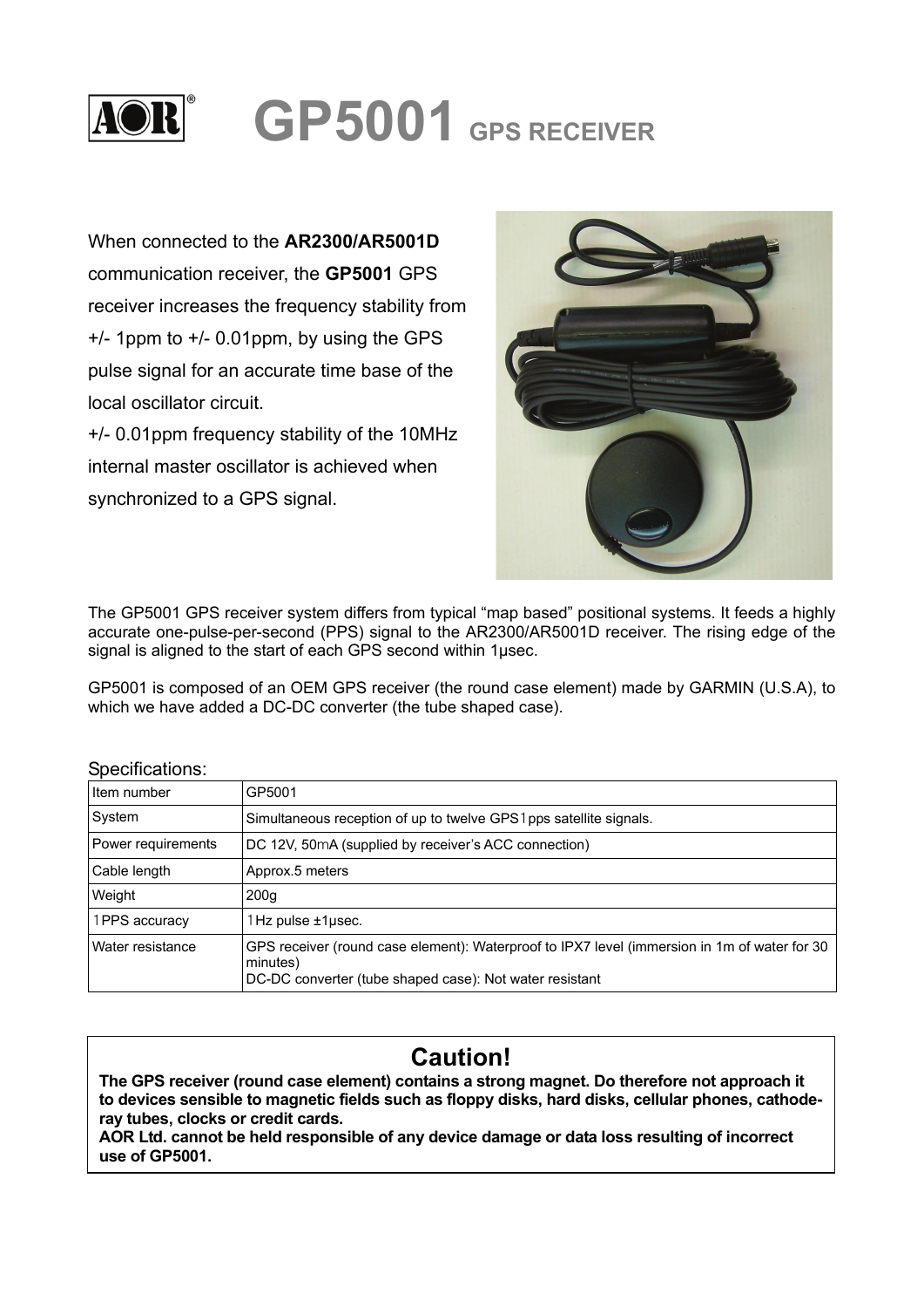# GP5001 GPS RECEIVER

When connected to the **AR2300/AR5001D** communication receiver, the **GP5001** GPS receiver increases the frequency stability from +/- 1ppm to +/- 0.01ppm, by using the GPS pulse signal for an accurate time base of the local oscillator circuit.

+/- 0.01ppm frequency stability of the 10MHz internal master oscillator is achieved when synchronized to a GPS signal.

The GP5001 GPS receiver system differs from typical “map based” positional systems. It feeds a highly accurate one-pulse-per-second (PPS) signal to the AR2300/AR5001D receiver. The rising edge of the signal is aligned to the start of each GPS second within 1μsec.

GP5001 is composed of an OEM GPS receiver (the round case element) made by GARMIN (U.S.A), to which we have added a DC-DC converter (the tube shaped case).

Specifications:

| Item number | GP5001 |
|---|---|
| System | Simultaneous reception of up to twelve GPS1pps satellite signals. |
| Power requirements | DC 12V, 50mA (supplied by receiver’s ACC connection) |
| Cable length | Approx.5 meters |
| Weight | 200g |
| 1PPS accuracy | 1Hz pulse ±1μsec. |
| Water resistance | GPS receiver (round case element): Waterproof to IPX7 level (immersion in 1m of water for 30 minutes)<br>DC-DC converter (tube shaped case): Not water resistant |

## Caution!

**The GPS receiver (round case element) contains a strong magnet. Do therefore not approach it to devices sensible to magnetic fields such as floppy disks, hard disks, cellular phones, cathode-ray tubes, clocks or credit cards.**
**AOR Ltd. cannot be held responsible of any device damage or data loss resulting of incorrect use of GP5001.**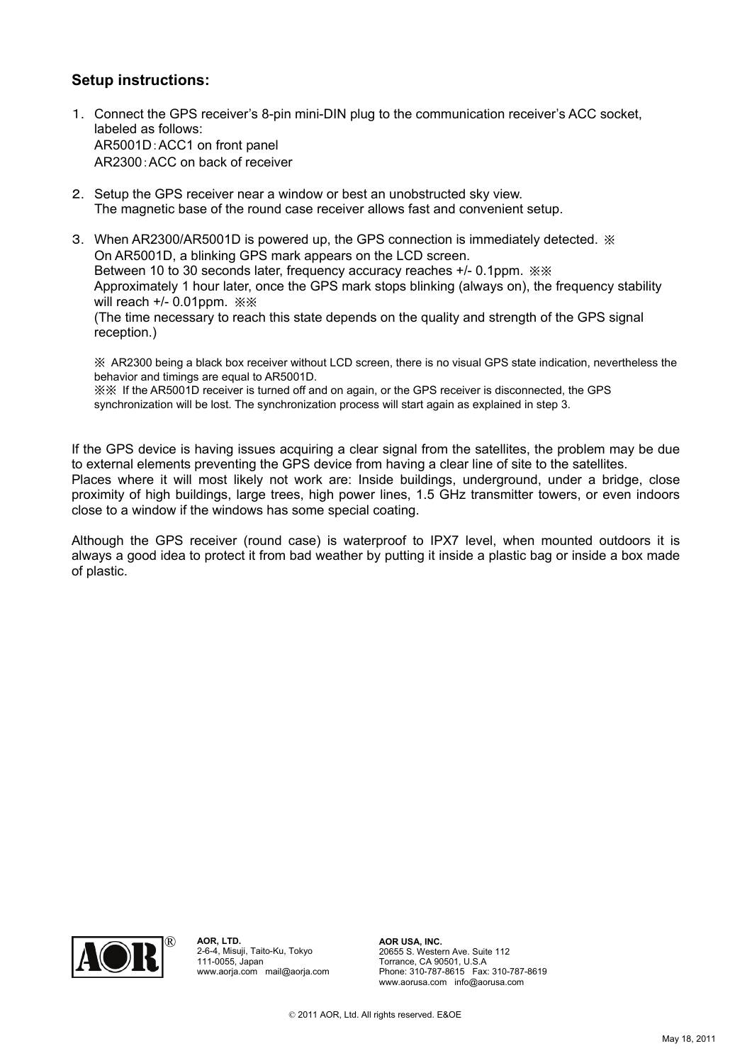**Setup instructions:**

1．Connect the GPS receiver’s 8-pin mini-DIN plug to the communication receiver’s ACC socket, labeled as follows:
AR5001D：ACC1 on front panel
AR2300：ACC on back of receiver

2．Setup the GPS receiver near a window or best an unobstructed sky view.
The magnetic base of the round case receiver allows fast and convenient setup.

3．When AR2300/AR5001D is powered up, the GPS connection is immediately detected. ※
On AR5001D, a blinking GPS mark appears on the LCD screen.
Between 10 to 30 seconds later, frequency accuracy reaches +/- 0.1ppm. ※※
Approximately 1 hour later, once the GPS mark stops blinking (always on), the frequency stability will reach +/- 0.01ppm. ※※
(The time necessary to reach this state depends on the quality and strength of the GPS signal reception.)

※ AR2300 being a black box receiver without LCD screen, there is no visual GPS state indication, nevertheless the behavior and timings are equal to AR5001D.
※※ If the AR5001D receiver is turned off and on again, or the GPS receiver is disconnected, the GPS synchronization will be lost. The synchronization process will start again as explained in step 3.

If the GPS device is having issues acquiring a clear signal from the satellites, the problem may be due to external elements preventing the GPS device from having a clear line of site to the satellites.
Places where it will most likely not work are: Inside buildings, underground, under a bridge, close proximity of high buildings, large trees, high power lines, 1.5 GHz transmitter towers, or even indoors close to a window if the windows has some special coating.

Although the GPS receiver (round case) is waterproof to IPX7 level, when mounted outdoors it is always a good idea to protect it from bad weather by putting it inside a plastic bag or inside a box made of plastic.

AOR®

**AOR, LTD.**
2-6-4, Misuji, Taito-Ku, Tokyo
111-0055, Japan
www.aorja.com mail@aorja.com

**AOR USA, INC.**
20655 S. Western Ave. Suite 112
Torrance, CA 90501, U.S.A
Phone: 310-787-8615 Fax: 310-787-8619
www.aorusa.com info@aorusa.com

© 2011 AOR, Ltd. All rights reserved. E&OE

May 18, 2011